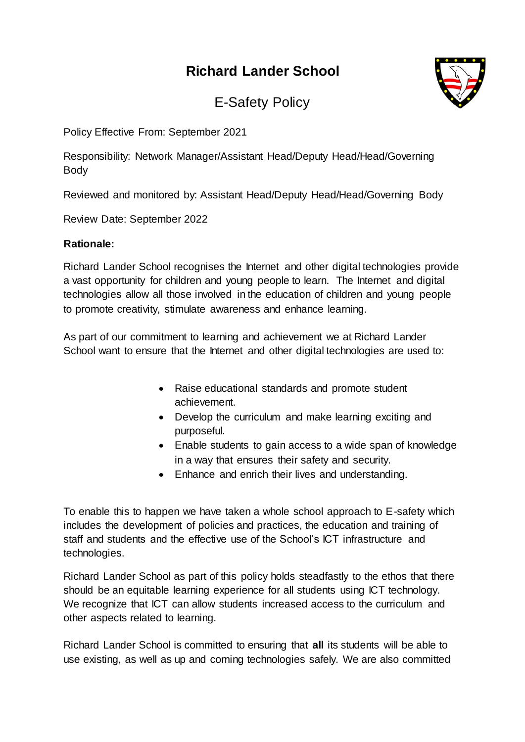# Richard Lander School

## E-Safety Policy

Policy Effective From: September 2021

Responsibility: Network Manager/Assistant Head/Deputy Head/Head/Governing Body

Reviewed and monitored by: Assistant Head/Deputy Head/Head/Governing Body

Review Date: September 2022

**Rationale:**

Richard Lander School recognises the Internet and other digital technologies provide a vast opportunity for children and young people to learn. The Internet and digital technologies allow all those involved in the education of children and young people to promote creativity, stimulate awareness and enhance learning.

As part of our commitment to learning and achievement we at Richard Lander School want to ensure that the Internet and other digital technologies are used to:

- Raise educational standards and promote student achievement.
- Develop the curriculum and make learning exciting and purposeful.
- Enable students to gain access to a wide span of knowledge in a way that ensures their safety and security.
- Enhance and enrich their lives and understanding.

To enable this to happen we have taken a whole school approach to E-safety which includes the development of policies and practices, the education and training of staff and students and the effective use of the School's ICT infrastructure and technologies.

Richard Lander School as part of this policy holds steadfastly to the ethos that there should be an equitable learning experience for all students using ICT technology. We recognize that ICT can allow students increased access to the curriculum and other aspects related to learning.

Richard Lander School is committed to ensuring that **all** its students will be able to use existing, as well as up and coming technologies safely. We are also committed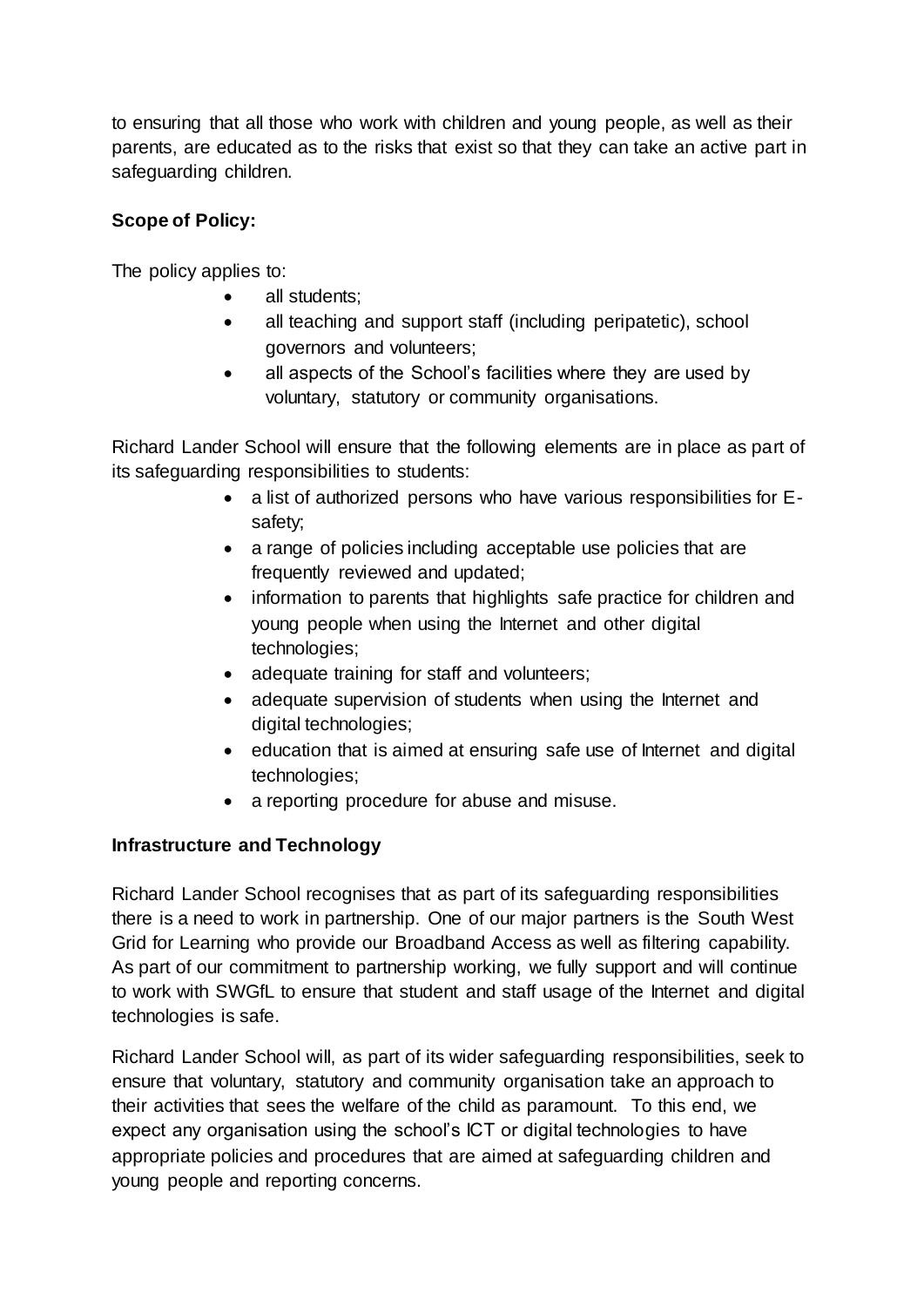to ensuring that all those who work with children and young people, as well as their parents, are educated as to the risks that exist so that they can take an active part in safeguarding children.

**Scope of Policy:**

The policy applies to:

- all students;
- all teaching and support staff (including peripatetic), school governors and volunteers;
- all aspects of the School's facilities where they are used by voluntary, statutory or community organisations.

Richard Lander School will ensure that the following elements are in place as part of its safeguarding responsibilities to students:

- a list of authorized persons who have various responsibilities for E-safety;
- a range of policies including acceptable use policies that are frequently reviewed and updated;
- information to parents that highlights safe practice for children and young people when using the Internet and other digital technologies;
- adequate training for staff and volunteers;
- adequate supervision of students when using the Internet and digital technologies;
- education that is aimed at ensuring safe use of Internet and digital technologies;
- a reporting procedure for abuse and misuse.

**Infrastructure and Technology**

Richard Lander School recognises that as part of its safeguarding responsibilities there is a need to work in partnership. One of our major partners is the South West Grid for Learning who provide our Broadband Access as well as filtering capability. As part of our commitment to partnership working, we fully support and will continue to work with SWGfL to ensure that student and staff usage of the Internet and digital technologies is safe.

Richard Lander School will, as part of its wider safeguarding responsibilities, seek to ensure that voluntary, statutory and community organisation take an approach to their activities that sees the welfare of the child as paramount. To this end, we expect any organisation using the school's ICT or digital technologies to have appropriate policies and procedures that are aimed at safeguarding children and young people and reporting concerns.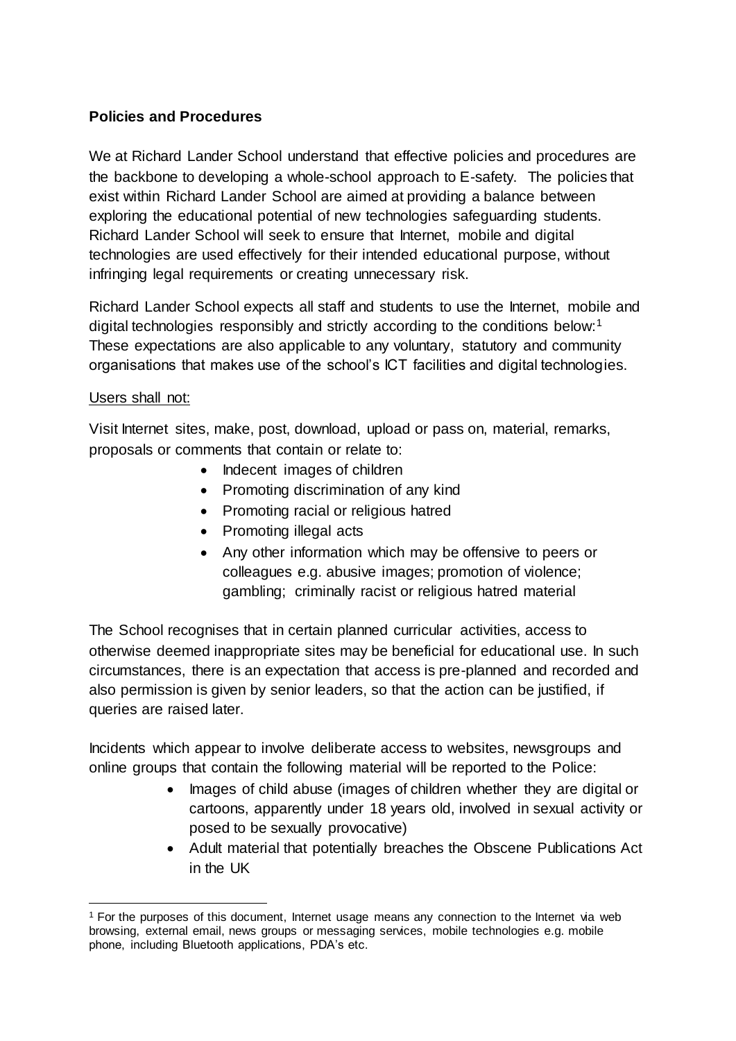**Policies and Procedures**

We at Richard Lander School understand that effective policies and procedures are the backbone to developing a whole-school approach to E-safety. The policies that exist within Richard Lander School are aimed at providing a balance between exploring the educational potential of new technologies safeguarding students. Richard Lander School will seek to ensure that Internet, mobile and digital technologies are used effectively for their intended educational purpose, without infringing legal requirements or creating unnecessary risk.

Richard Lander School expects all staff and students to use the Internet, mobile and digital technologies responsibly and strictly according to the conditions below:[1] These expectations are also applicable to any voluntary, statutory and community organisations that makes use of the school's ICT facilities and digital technologies.

Users shall not:

Visit Internet sites, make, post, download, upload or pass on, material, remarks, proposals or comments that contain or relate to:

- Indecent images of children
- Promoting discrimination of any kind
- Promoting racial or religious hatred
- Promoting illegal acts
- Any other information which may be offensive to peers or colleagues e.g. abusive images; promotion of violence; gambling; criminally racist or religious hatred material

The School recognises that in certain planned curricular activities, access to otherwise deemed inappropriate sites may be beneficial for educational use. In such circumstances, there is an expectation that access is pre-planned and recorded and also permission is given by senior leaders, so that the action can be justified, if queries are raised later.

Incidents which appear to involve deliberate access to websites, newsgroups and online groups that contain the following material will be reported to the Police:

- Images of child abuse (images of children whether they are digital or cartoons, apparently under 18 years old, involved in sexual activity or posed to be sexually provocative)
- Adult material that potentially breaches the Obscene Publications Act in the UK

[1] For the purposes of this document, Internet usage means any connection to the Internet via web browsing, external email, news groups or messaging services, mobile technologies e.g. mobile phone, including Bluetooth applications, PDA's etc.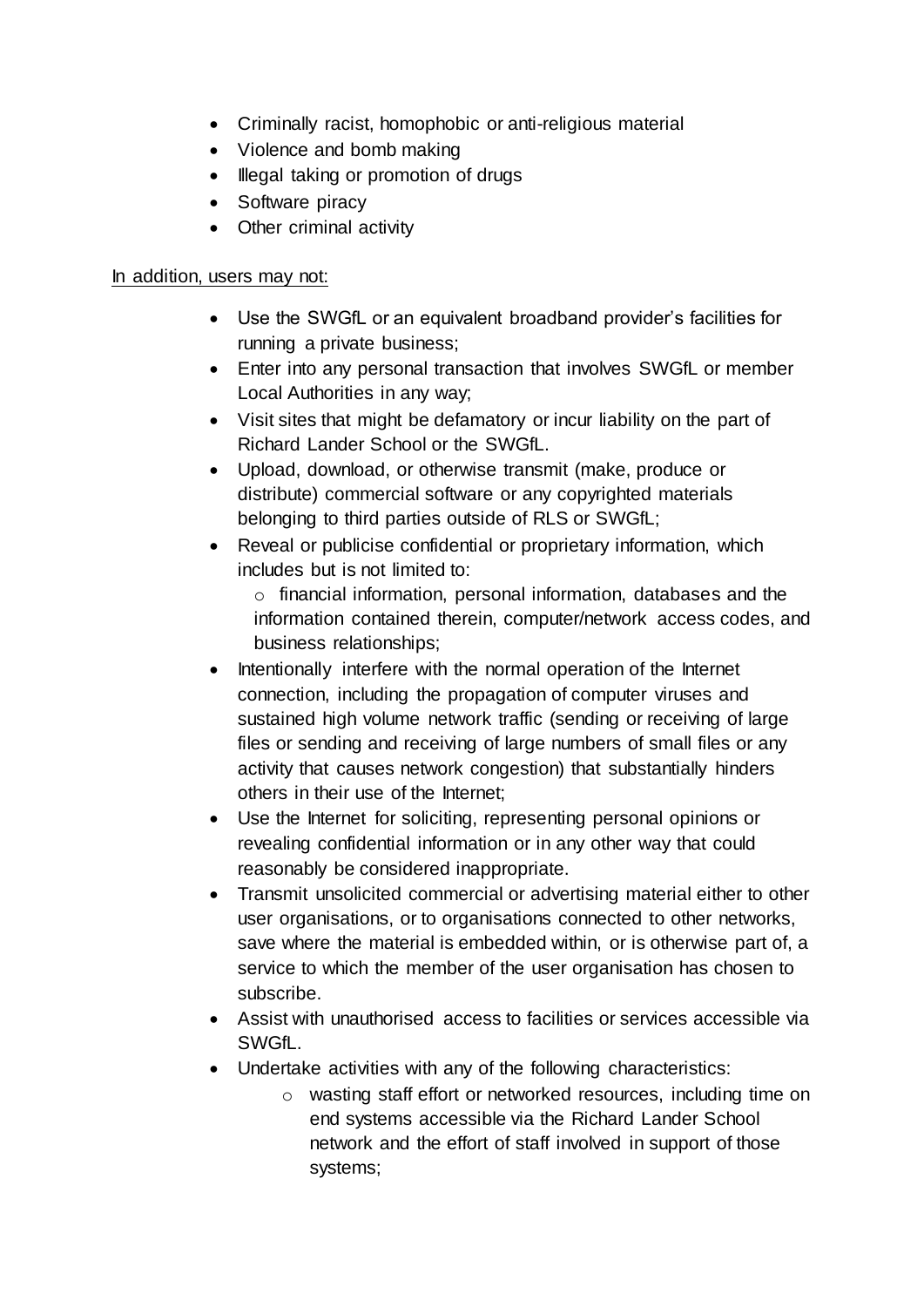- Criminally racist, homophobic or anti-religious material
- Violence and bomb making
- Illegal taking or promotion of drugs
- Software piracy
- Other criminal activity

<u>In addition, users may not:</u>

- Use the SWGfL or an equivalent broadband provider's facilities for running a private business;
- Enter into any personal transaction that involves SWGfL or member Local Authorities in any way;
- Visit sites that might be defamatory or incur liability on the part of Richard Lander School or the SWGfL.
- Upload, download, or otherwise transmit (make, produce or distribute) commercial software or any copyrighted materials belonging to third parties outside of RLS or SWGfL;
- Reveal or publicise confidential or proprietary information, which includes but is not limited to:
  - financial information, personal information, databases and the information contained therein, computer/network access codes, and business relationships;
- Intentionally interfere with the normal operation of the Internet connection, including the propagation of computer viruses and sustained high volume network traffic (sending or receiving of large files or sending and receiving of large numbers of small files or any activity that causes network congestion) that substantially hinders others in their use of the Internet;
- Use the Internet for soliciting, representing personal opinions or revealing confidential information or in any other way that could reasonably be considered inappropriate.
- Transmit unsolicited commercial or advertising material either to other user organisations, or to organisations connected to other networks, save where the material is embedded within, or is otherwise part of, a service to which the member of the user organisation has chosen to subscribe.
- Assist with unauthorised access to facilities or services accessible via SWGfL.
- Undertake activities with any of the following characteristics:
  - wasting staff effort or networked resources, including time on end systems accessible via the Richard Lander School network and the effort of staff involved in support of those systems;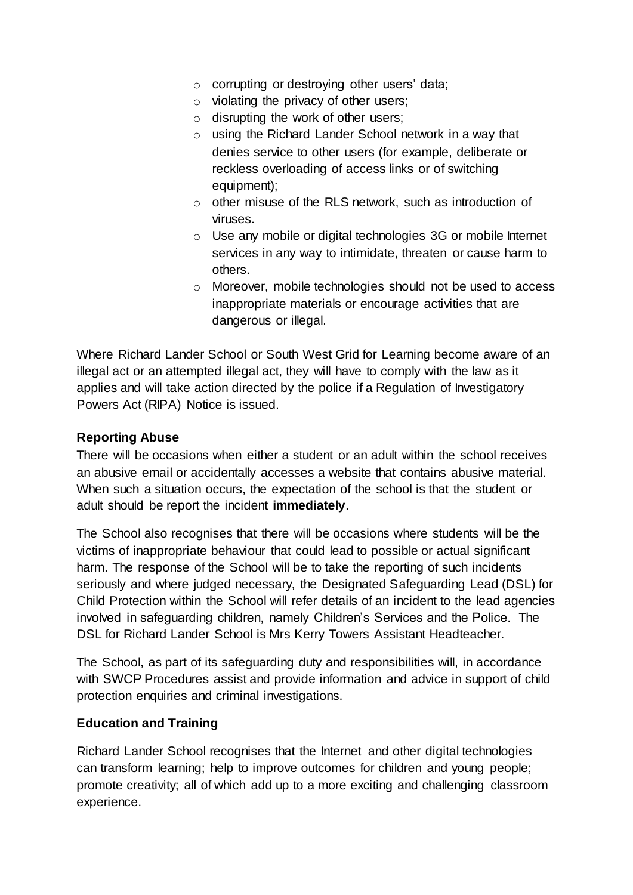- corrupting or destroying other users' data;
- violating the privacy of other users;
- disrupting the work of other users;
- using the Richard Lander School network in a way that denies service to other users (for example, deliberate or reckless overloading of access links or of switching equipment);
- other misuse of the RLS network, such as introduction of viruses.
- Use any mobile or digital technologies 3G or mobile Internet services in any way to intimidate, threaten or cause harm to others.
- Moreover, mobile technologies should not be used to access inappropriate materials or encourage activities that are dangerous or illegal.

Where Richard Lander School or South West Grid for Learning become aware of an illegal act or an attempted illegal act, they will have to comply with the law as it applies and will take action directed by the police if a Regulation of Investigatory Powers Act (RIPA) Notice is issued.

**Reporting Abuse**

There will be occasions when either a student or an adult within the school receives an abusive email or accidentally accesses a website that contains abusive material. When such a situation occurs, the expectation of the school is that the student or adult should be report the incident **immediately**.

The School also recognises that there will be occasions where students will be the victims of inappropriate behaviour that could lead to possible or actual significant harm. The response of the School will be to take the reporting of such incidents seriously and where judged necessary, the Designated Safeguarding Lead (DSL) for Child Protection within the School will refer details of an incident to the lead agencies involved in safeguarding children, namely Children's Services and the Police. The DSL for Richard Lander School is Mrs Kerry Towers Assistant Headteacher.

The School, as part of its safeguarding duty and responsibilities will, in accordance with SWCP Procedures assist and provide information and advice in support of child protection enquiries and criminal investigations.

**Education and Training**

Richard Lander School recognises that the Internet and other digital technologies can transform learning; help to improve outcomes for children and young people; promote creativity; all of which add up to a more exciting and challenging classroom experience.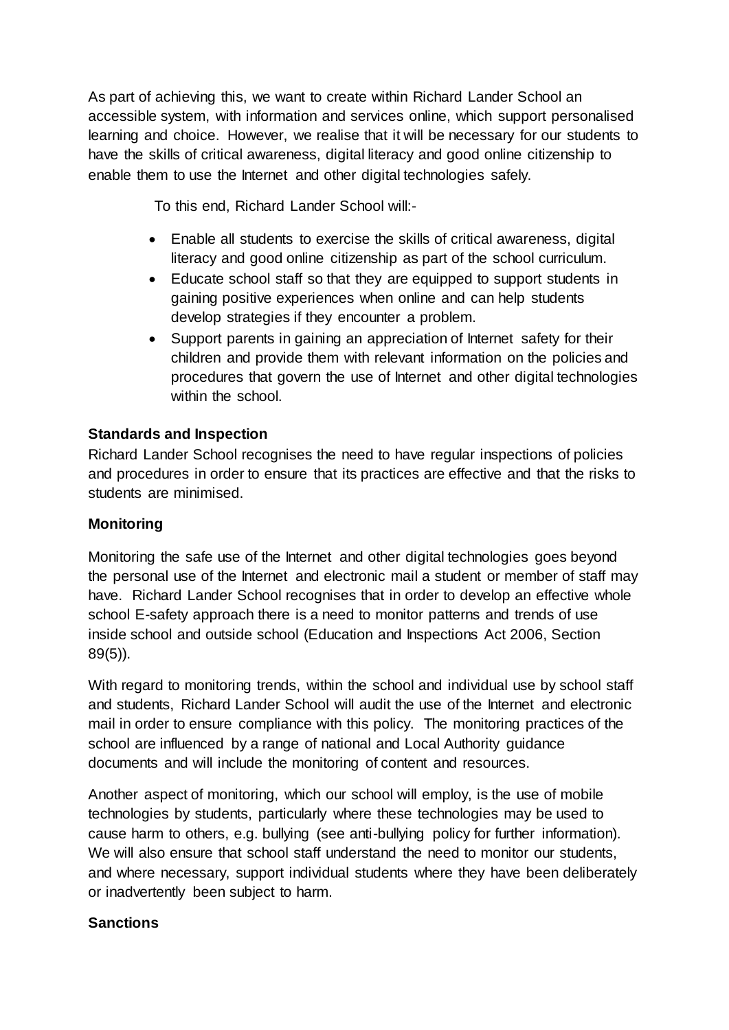As part of achieving this, we want to create within Richard Lander School an accessible system, with information and services online, which support personalised learning and choice. However, we realise that it will be necessary for our students to have the skills of critical awareness, digital literacy and good online citizenship to enable them to use the Internet and other digital technologies safely.

To this end, Richard Lander School will:-

- Enable all students to exercise the skills of critical awareness, digital literacy and good online citizenship as part of the school curriculum.
- Educate school staff so that they are equipped to support students in gaining positive experiences when online and can help students develop strategies if they encounter a problem.
- Support parents in gaining an appreciation of Internet safety for their children and provide them with relevant information on the policies and procedures that govern the use of Internet and other digital technologies within the school.

**Standards and Inspection**

Richard Lander School recognises the need to have regular inspections of policies and procedures in order to ensure that its practices are effective and that the risks to students are minimised.

**Monitoring**

Monitoring the safe use of the Internet and other digital technologies goes beyond the personal use of the Internet and electronic mail a student or member of staff may have. Richard Lander School recognises that in order to develop an effective whole school E-safety approach there is a need to monitor patterns and trends of use inside school and outside school (Education and Inspections Act 2006, Section 89(5)).

With regard to monitoring trends, within the school and individual use by school staff and students, Richard Lander School will audit the use of the Internet and electronic mail in order to ensure compliance with this policy. The monitoring practices of the school are influenced by a range of national and Local Authority guidance documents and will include the monitoring of content and resources.

Another aspect of monitoring, which our school will employ, is the use of mobile technologies by students, particularly where these technologies may be used to cause harm to others, e.g. bullying (see anti-bullying policy for further information). We will also ensure that school staff understand the need to monitor our students, and where necessary, support individual students where they have been deliberately or inadvertently been subject to harm.

**Sanctions**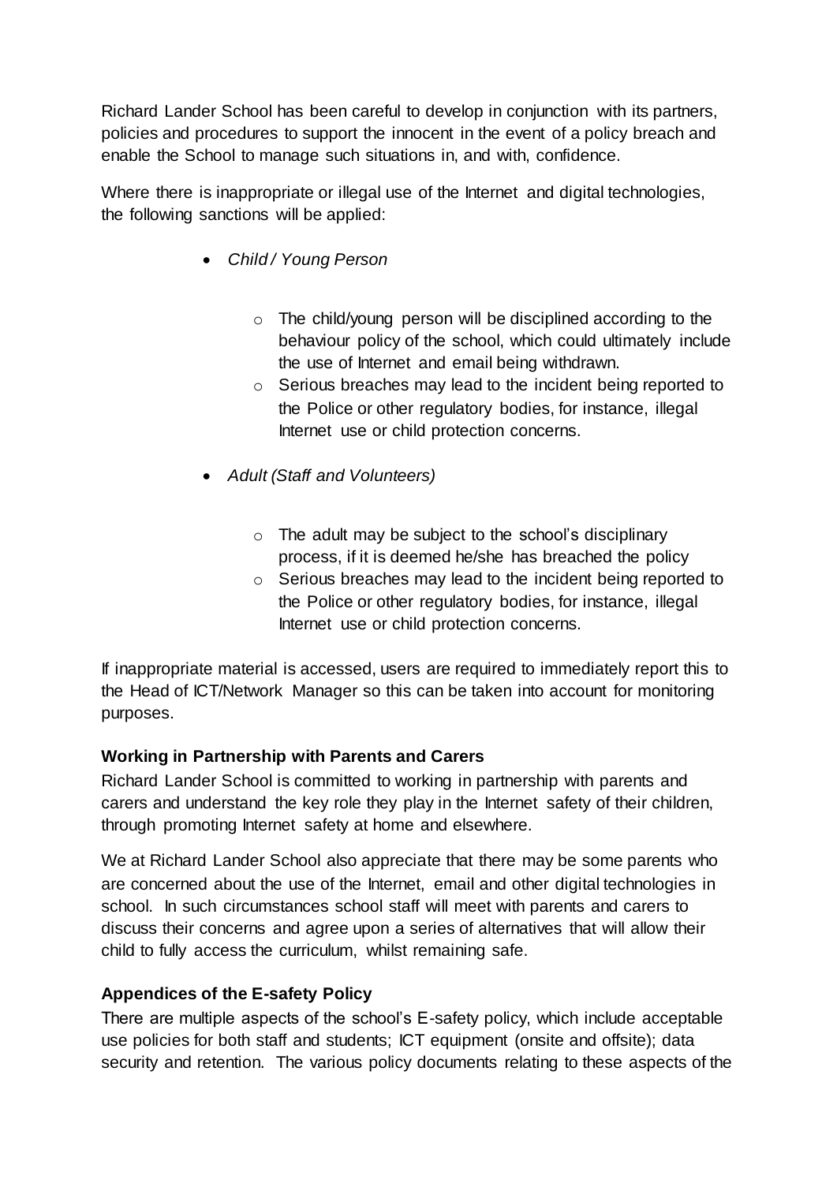Richard Lander School has been careful to develop in conjunction with its partners, policies and procedures to support the innocent in the event of a policy breach and enable the School to manage such situations in, and with, confidence.

Where there is inappropriate or illegal use of the Internet and digital technologies, the following sanctions will be applied:

- *Child / Young Person*
  - The child/young person will be disciplined according to the behaviour policy of the school, which could ultimately include the use of Internet and email being withdrawn.
  - Serious breaches may lead to the incident being reported to the Police or other regulatory bodies, for instance, illegal Internet use or child protection concerns.
- *Adult (Staff and Volunteers)*
  - The adult may be subject to the school's disciplinary process, if it is deemed he/she has breached the policy
  - Serious breaches may lead to the incident being reported to the Police or other regulatory bodies, for instance, illegal Internet use or child protection concerns.

If inappropriate material is accessed, users are required to immediately report this to the Head of ICT/Network Manager so this can be taken into account for monitoring purposes.

**Working in Partnership with Parents and Carers**

Richard Lander School is committed to working in partnership with parents and carers and understand the key role they play in the Internet safety of their children, through promoting Internet safety at home and elsewhere.

We at Richard Lander School also appreciate that there may be some parents who are concerned about the use of the Internet, email and other digital technologies in school. In such circumstances school staff will meet with parents and carers to discuss their concerns and agree upon a series of alternatives that will allow their child to fully access the curriculum, whilst remaining safe.

**Appendices of the E-safety Policy**

There are multiple aspects of the school's E-safety policy, which include acceptable use policies for both staff and students; ICT equipment (onsite and offsite); data security and retention. The various policy documents relating to these aspects of the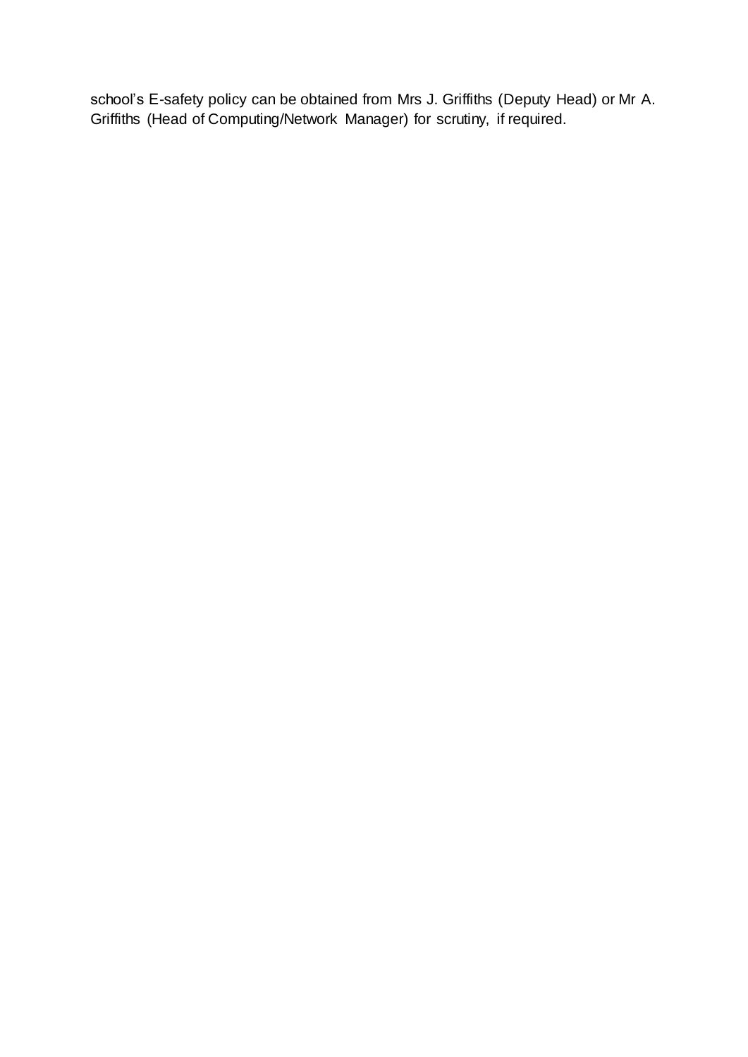school's E-safety policy can be obtained from Mrs J. Griffiths (Deputy Head) or Mr A. Griffiths (Head of Computing/Network Manager) for scrutiny, if required.